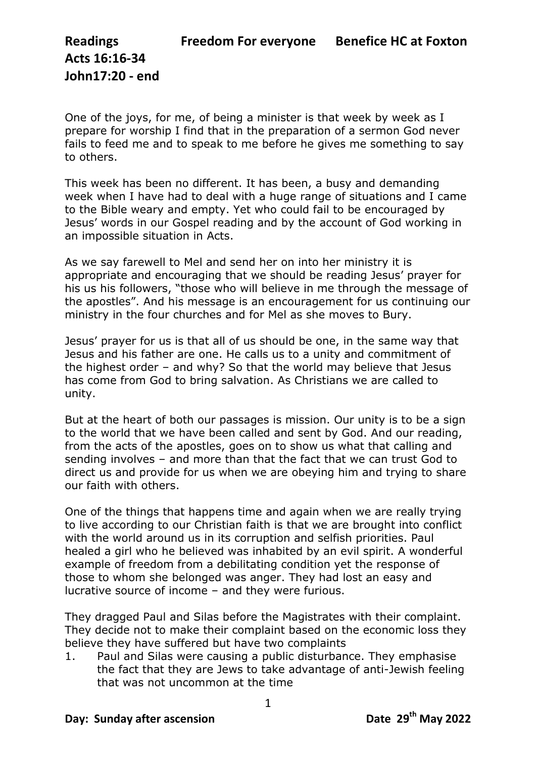**Readings** **Freedom For everyone** **Benefice HC at Foxton**
**Acts 16:16-34**
**John17:20 - end**

One of the joys, for me, of being a minister is that week by week as I prepare for worship I find that in the preparation of a sermon God never fails to feed me and to speak to me before he gives me something to say to others.

This week has been no different. It has been, a busy and demanding week when I have had to deal with a huge range of situations and I came to the Bible weary and empty. Yet who could fail to be encouraged by Jesus' words in our Gospel reading and by the account of God working in an impossible situation in Acts.

As we say farewell to Mel and send her on into her ministry it is appropriate and encouraging that we should be reading Jesus' prayer for his us his followers, "those who will believe in me through the message of the apostles". And his message is an encouragement for us continuing our ministry in the four churches and for Mel as she moves to Bury.

Jesus' prayer for us is that all of us should be one, in the same way that Jesus and his father are one. He calls us to a unity and commitment of the highest order – and why? So that the world may believe that Jesus has come from God to bring salvation. As Christians we are called to unity.

But at the heart of both our passages is mission. Our unity is to be a sign to the world that we have been called and sent by God. And our reading, from the acts of the apostles, goes on to show us what that calling and sending involves – and more than that the fact that we can trust God to direct us and provide for us when we are obeying him and trying to share our faith with others.

One of the things that happens time and again when we are really trying to live according to our Christian faith is that we are brought into conflict with the world around us in its corruption and selfish priorities. Paul healed a girl who he believed was inhabited by an evil spirit. A wonderful example of freedom from a debilitating condition yet the response of those to whom she belonged was anger. They had lost an easy and lucrative source of income – and they were furious.

They dragged Paul and Silas before the Magistrates with their complaint. They decide not to make their complaint based on the economic loss they believe they have suffered but have two complaints

1. Paul and Silas were causing a public disturbance. They emphasise the fact that they are Jews to take advantage of anti-Jewish feeling that was not uncommon at the time

**Day: Sunday after ascension** **Date 29th May 2022**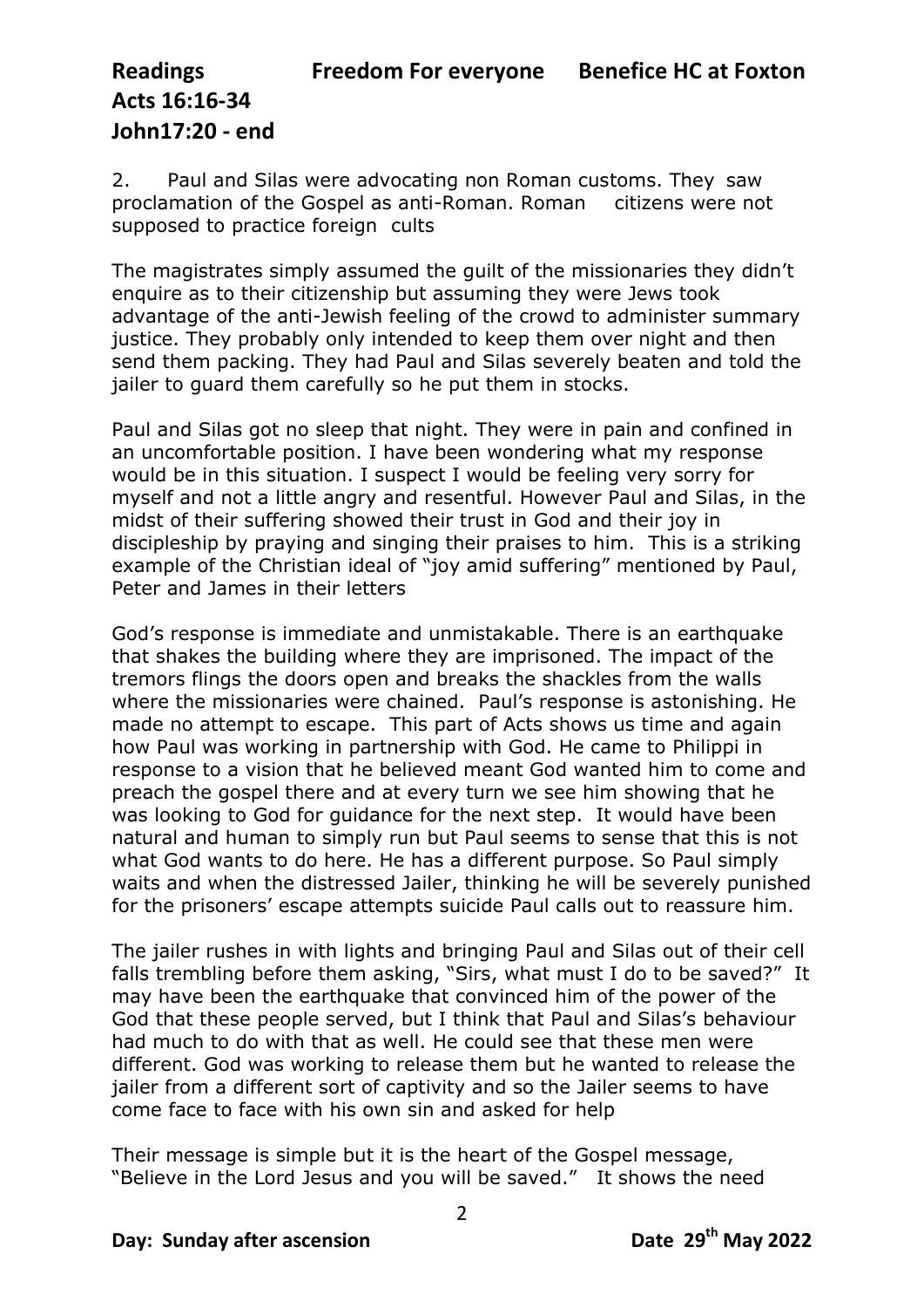2. Paul and Silas were advocating non Roman customs. They saw proclamation of the Gospel as anti-Roman. Roman citizens were not supposed to practice foreign cults

The magistrates simply assumed the guilt of the missionaries they didn't enquire as to their citizenship but assuming they were Jews took advantage of the anti-Jewish feeling of the crowd to administer summary justice. They probably only intended to keep them over night and then send them packing. They had Paul and Silas severely beaten and told the jailer to guard them carefully so he put them in stocks.

Paul and Silas got no sleep that night. They were in pain and confined in an uncomfortable position. I have been wondering what my response would be in this situation. I suspect I would be feeling very sorry for myself and not a little angry and resentful. However Paul and Silas, in the midst of their suffering showed their trust in God and their joy in discipleship by praying and singing their praises to him. This is a striking example of the Christian ideal of "joy amid suffering" mentioned by Paul, Peter and James in their letters

God's response is immediate and unmistakable. There is an earthquake that shakes the building where they are imprisoned. The impact of the tremors flings the doors open and breaks the shackles from the walls where the missionaries were chained. Paul's response is astonishing. He made no attempt to escape. This part of Acts shows us time and again how Paul was working in partnership with God. He came to Philippi in response to a vision that he believed meant God wanted him to come and preach the gospel there and at every turn we see him showing that he was looking to God for guidance for the next step. It would have been natural and human to simply run but Paul seems to sense that this is not what God wants to do here. He has a different purpose. So Paul simply waits and when the distressed Jailer, thinking he will be severely punished for the prisoners' escape attempts suicide Paul calls out to reassure him.

The jailer rushes in with lights and bringing Paul and Silas out of their cell falls trembling before them asking, "Sirs, what must I do to be saved?" It may have been the earthquake that convinced him of the power of the God that these people served, but I think that Paul and Silas's behaviour had much to do with that as well. He could see that these men were different. God was working to release them but he wanted to release the jailer from a different sort of captivity and so the Jailer seems to have come face to face with his own sin and asked for help

Their message is simple but it is the heart of the Gospel message, "Believe in the Lord Jesus and you will be saved." It shows the need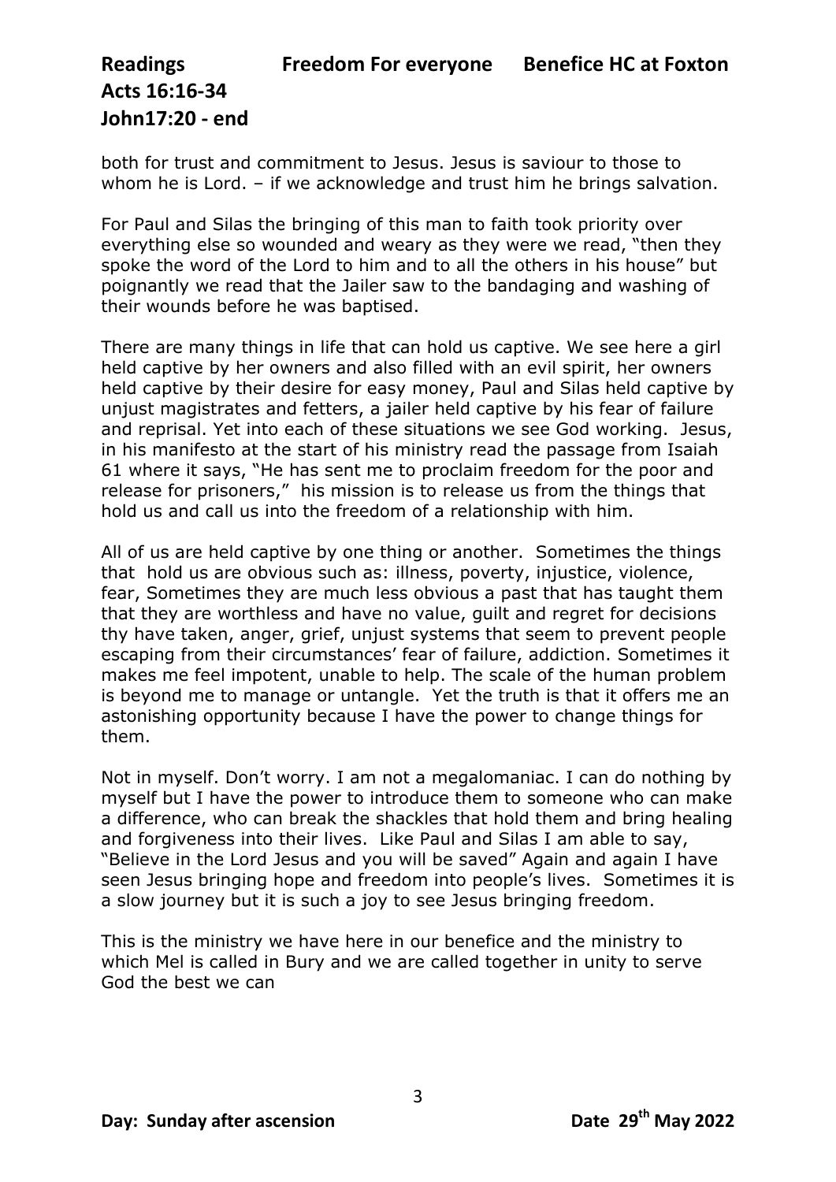both for trust and commitment to Jesus. Jesus is saviour to those to whom he is Lord. – if we acknowledge and trust him he brings salvation.

For Paul and Silas the bringing of this man to faith took priority over everything else so wounded and weary as they were we read, "then they spoke the word of the Lord to him and to all the others in his house" but poignantly we read that the Jailer saw to the bandaging and washing of their wounds before he was baptised.

There are many things in life that can hold us captive. We see here a girl held captive by her owners and also filled with an evil spirit, her owners held captive by their desire for easy money, Paul and Silas held captive by unjust magistrates and fetters, a jailer held captive by his fear of failure and reprisal. Yet into each of these situations we see God working. Jesus, in his manifesto at the start of his ministry read the passage from Isaiah 61 where it says, "He has sent me to proclaim freedom for the poor and release for prisoners," his mission is to release us from the things that hold us and call us into the freedom of a relationship with him.

All of us are held captive by one thing or another. Sometimes the things that hold us are obvious such as: illness, poverty, injustice, violence, fear, Sometimes they are much less obvious a past that has taught them that they are worthless and have no value, guilt and regret for decisions thy have taken, anger, grief, unjust systems that seem to prevent people escaping from their circumstances' fear of failure, addiction. Sometimes it makes me feel impotent, unable to help. The scale of the human problem is beyond me to manage or untangle. Yet the truth is that it offers me an astonishing opportunity because I have the power to change things for them.

Not in myself. Don't worry. I am not a megalomaniac. I can do nothing by myself but I have the power to introduce them to someone who can make a difference, who can break the shackles that hold them and bring healing and forgiveness into their lives. Like Paul and Silas I am able to say, "Believe in the Lord Jesus and you will be saved" Again and again I have seen Jesus bringing hope and freedom into people's lives. Sometimes it is a slow journey but it is such a joy to see Jesus bringing freedom.

This is the ministry we have here in our benefice and the ministry to which Mel is called in Bury and we are called together in unity to serve God the best we can